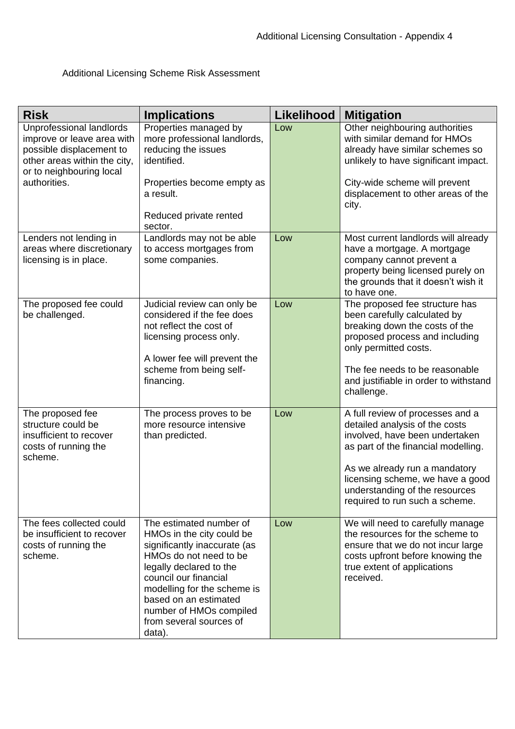Additional Licensing Consultation - Appendix 4

Additional Licensing Scheme Risk Assessment

| Risk | Implications | Likelihood | Mitigation |
|---|---|---|---|
| Unprofessional landlords improve or leave area with possible displacement to other areas within the city, or to neighbouring local authorities. | Properties managed by more professional landlords, reducing the issues identified.<br><br>Properties become empty as a result.<br><br>Reduced private rented sector. | Low | Other neighbouring authorities with similar demand for HMOs already have similar schemes so unlikely to have significant impact.<br><br>City-wide scheme will prevent displacement to other areas of the city. |
| Lenders not lending in areas where discretionary licensing is in place. | Landlords may not be able to access mortgages from some companies. | Low | Most current landlords will already have a mortgage. A mortgage company cannot prevent a property being licensed purely on the grounds that it doesn't wish it to have one. |
| The proposed fee could be challenged. | Judicial review can only be considered if the fee does not reflect the cost of licensing process only.<br><br>A lower fee will prevent the scheme from being self-financing. | Low | The proposed fee structure has been carefully calculated by breaking down the costs of the proposed process and including only permitted costs.<br><br>The fee needs to be reasonable and justifiable in order to withstand challenge. |
| The proposed fee structure could be insufficient to recover costs of running the scheme. | The process proves to be more resource intensive than predicted. | Low | A full review of processes and a detailed analysis of the costs involved, have been undertaken as part of the financial modelling.<br><br>As we already run a mandatory licensing scheme, we have a good understanding of the resources required to run such a scheme. |
| The fees collected could be insufficient to recover costs of running the scheme. | The estimated number of HMOs in the city could be significantly inaccurate (as HMOs do not need to be legally declared to the council our financial modelling for the scheme is based on an estimated number of HMOs compiled from several sources of data). | Low | We will need to carefully manage the resources for the scheme to ensure that we do not incur large costs upfront before knowing the true extent of applications received. |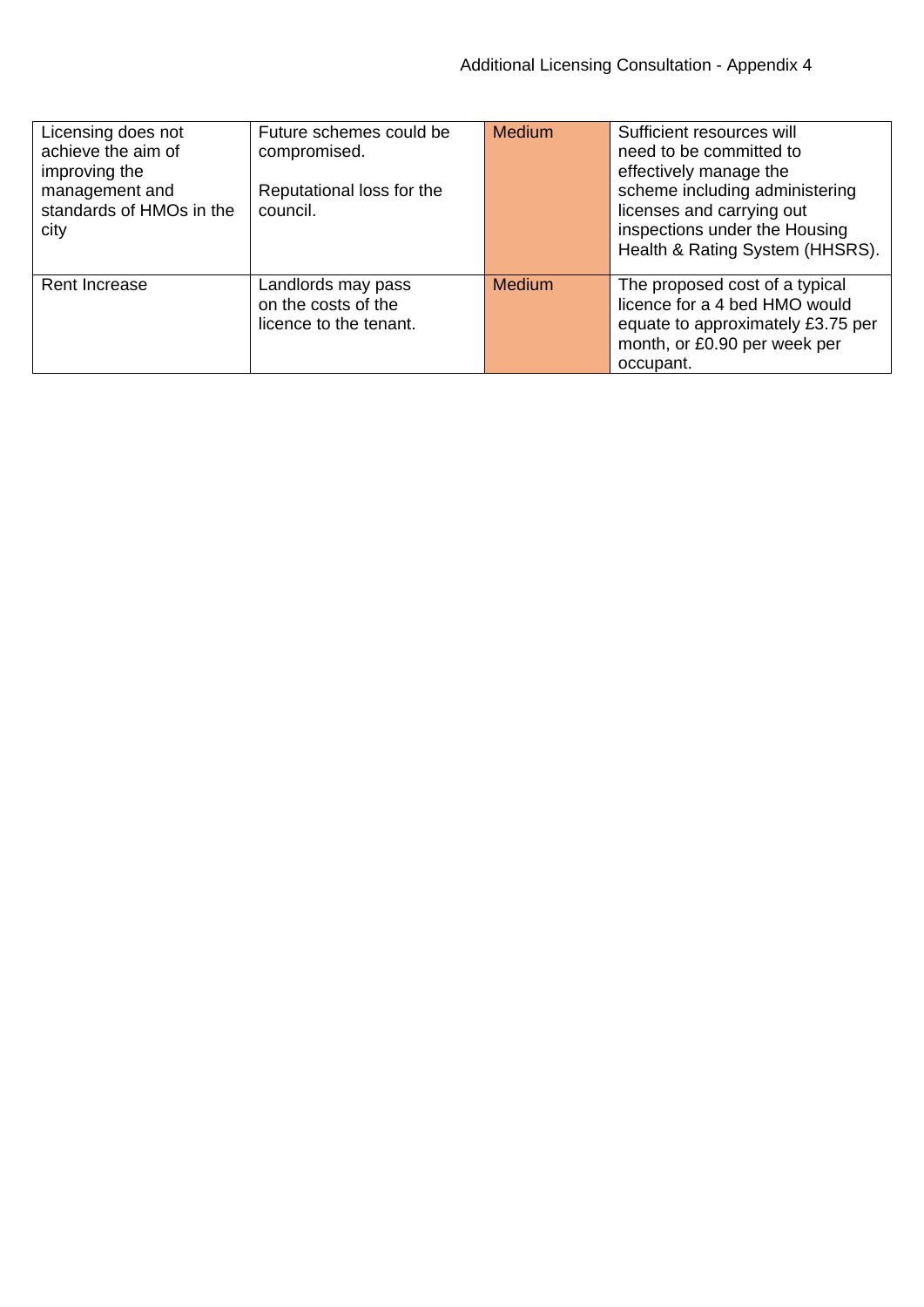| | | | |
|---|---|---|---|
| Licensing does not achieve the aim of improving the management and standards of HMOs in the city | Future schemes could be compromised.<br><br>Reputational loss for the council. | Medium | Sufficient resources will need to be committed to effectively manage the scheme including administering licenses and carrying out inspections under the Housing Health & Rating System (HHSRS). |
| Rent Increase | Landlords may pass on the costs of the licence to the tenant. | Medium | The proposed cost of a typical licence for a 4 bed HMO would equate to approximately £3.75 per month, or £0.90 per week per occupant. |